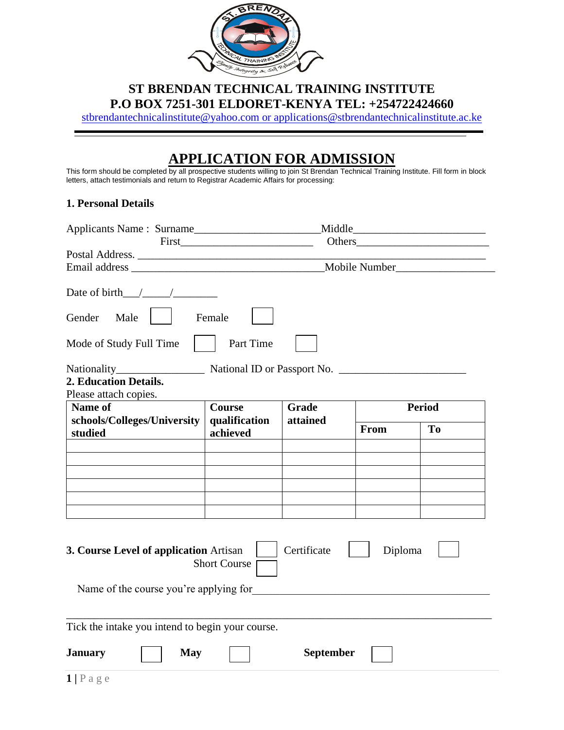# ST BRENDAN TECHNICAL TRAINING INSTITUTE

**P.O BOX 7251-301 ELDORET-KENYA TEL: +254722424660**

stbrendantechnicalinstitute@yahoo.com or applications@stbrendantechnicalinstitute.ac.ke

---

## APPLICATION FOR ADMISSION

This form should be completed by all prospective students willing to join St Brendan Technical Training Institute. Fill form in block letters, attach testimonials and return to Registrar Academic Affairs for processing:

### 1. Personal Details

Applicants Name : Surname______________________Middle_______________________

First______________________ Others_______________________

Postal Address. ____________________________________________________________

Email address __________________________________Mobile Number_________________

Date of birth___/_____/________

Gender Male ☐ Female ☐

Mode of Study Full Time ☐ Part Time ☐

Nationality________________ National ID or Passport No. ______________________

### 2. Education Details.

Please attach copies.

| Name of schools/Colleges/University studied | Course qualification achieved | Grade attained | Period | |
|---|---|---|---|---|
| | | | From | To |
| | | | | |
| | | | | |
| | | | | |
| | | | | |
| | | | | |
| | | | | |

**3. Course Level of application** Artisan ☐ Certificate ☐ Diploma ☐

Short Course ☐

Name of the course you're applying for_________________________________________

___________________________________________________________________________

Tick the intake you intend to begin your course.

**January** ☐ **May** ☐ **September** ☐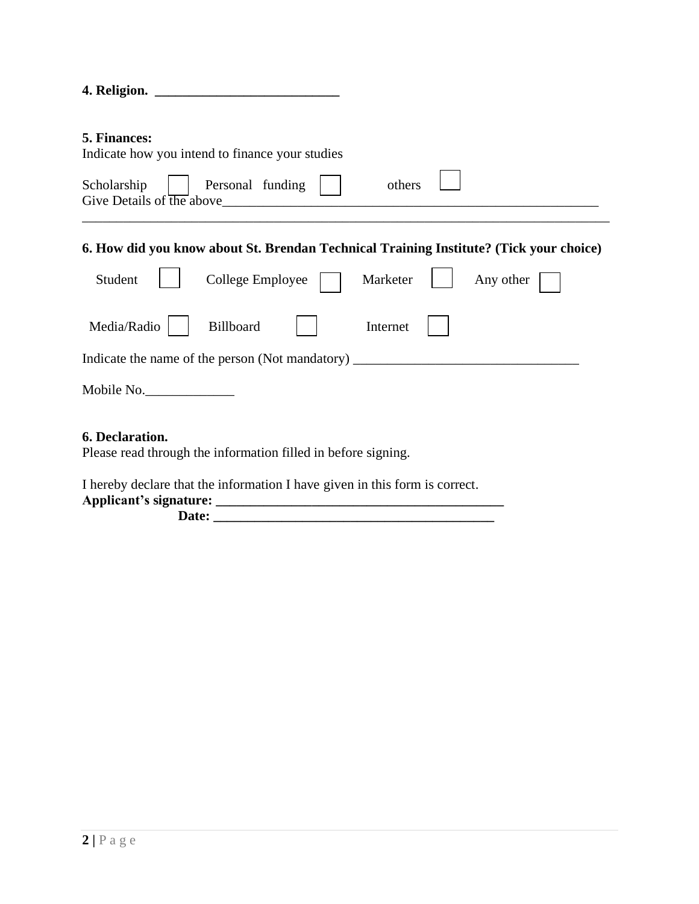**4. Religion.** ___________________________

**5. Finances:**
Indicate how you intend to finance your studies

Scholarship ☐ Personal funding ☐ others ☐
Give Details of the above________________________________________________________
______________________________________________________________________________

**6. How did you know about St. Brendan Technical Training Institute? (Tick your choice)**

Student ☐ College Employee ☐ Marketer ☐ Any other ☐

Media/Radio ☐ Billboard ☐ Internet ☐

Indicate the name of the person (Not mandatory) _________________________________

Mobile No._____________

**6. Declaration.**
Please read through the information filled in before signing.

I hereby declare that the information I have given in this form is correct.
**Applicant's signature: ___________________________________________**
**Date: _________________________________________**